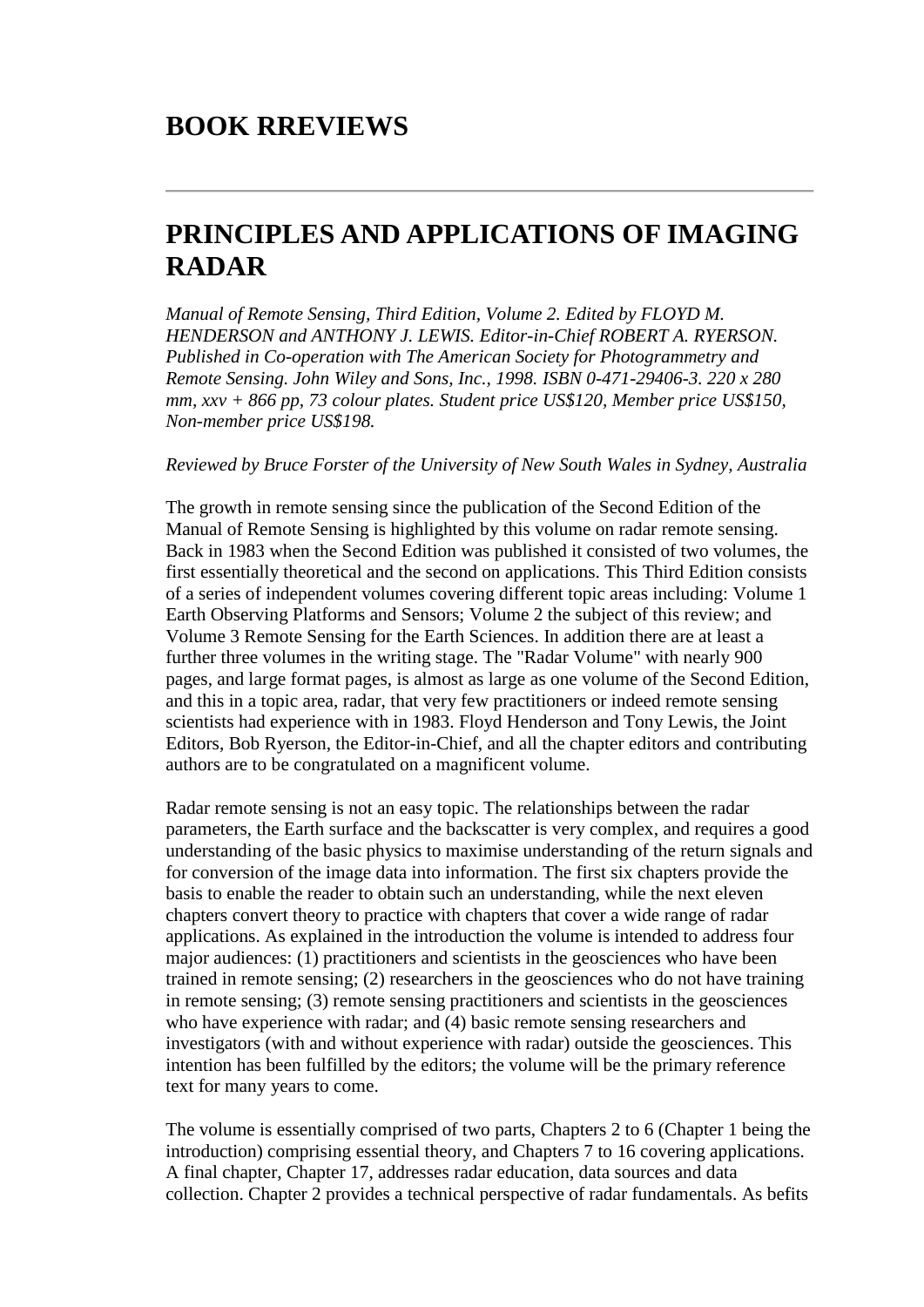# BOOK RREVIEWS

---

## PRINCIPLES AND APPLICATIONS OF IMAGING RADAR

*Manual of Remote Sensing, Third Edition, Volume 2. Edited by FLOYD M. HENDERSON and ANTHONY J. LEWIS. Editor-in-Chief ROBERT A. RYERSON. Published in Co-operation with The American Society for Photogrammetry and Remote Sensing. John Wiley and Sons, Inc., 1998. ISBN 0-471-29406-3. 220 x 280 mm, xxv + 866 pp, 73 colour plates. Student price US$120, Member price US$150, Non-member price US$198.*

*Reviewed by Bruce Forster of the University of New South Wales in Sydney, Australia*

The growth in remote sensing since the publication of the Second Edition of the Manual of Remote Sensing is highlighted by this volume on radar remote sensing. Back in 1983 when the Second Edition was published it consisted of two volumes, the first essentially theoretical and the second on applications. This Third Edition consists of a series of independent volumes covering different topic areas including: Volume 1 Earth Observing Platforms and Sensors; Volume 2 the subject of this review; and Volume 3 Remote Sensing for the Earth Sciences. In addition there are at least a further three volumes in the writing stage. The "Radar Volume" with nearly 900 pages, and large format pages, is almost as large as one volume of the Second Edition, and this in a topic area, radar, that very few practitioners or indeed remote sensing scientists had experience with in 1983. Floyd Henderson and Tony Lewis, the Joint Editors, Bob Ryerson, the Editor-in-Chief, and all the chapter editors and contributing authors are to be congratulated on a magnificent volume.

Radar remote sensing is not an easy topic. The relationships between the radar parameters, the Earth surface and the backscatter is very complex, and requires a good understanding of the basic physics to maximise understanding of the return signals and for conversion of the image data into information. The first six chapters provide the basis to enable the reader to obtain such an understanding, while the next eleven chapters convert theory to practice with chapters that cover a wide range of radar applications. As explained in the introduction the volume is intended to address four major audiences: (1) practitioners and scientists in the geosciences who have been trained in remote sensing; (2) researchers in the geosciences who do not have training in remote sensing; (3) remote sensing practitioners and scientists in the geosciences who have experience with radar; and (4) basic remote sensing researchers and investigators (with and without experience with radar) outside the geosciences. This intention has been fulfilled by the editors; the volume will be the primary reference text for many years to come.

The volume is essentially comprised of two parts, Chapters 2 to 6 (Chapter 1 being the introduction) comprising essential theory, and Chapters 7 to 16 covering applications. A final chapter, Chapter 17, addresses radar education, data sources and data collection. Chapter 2 provides a technical perspective of radar fundamentals. As befits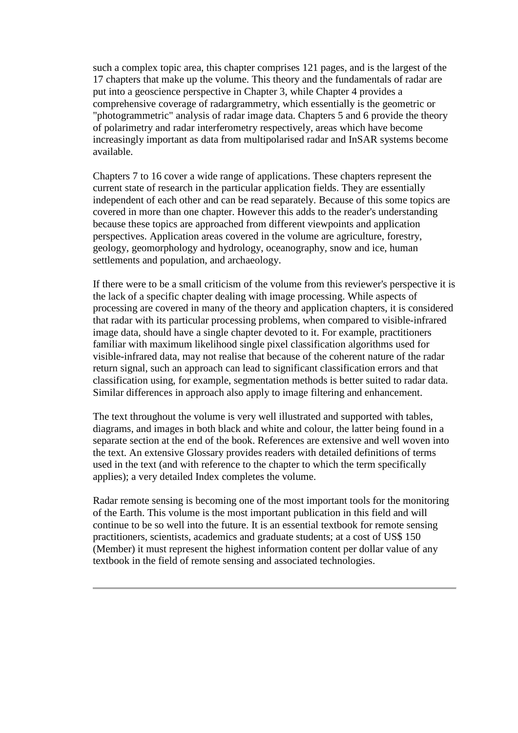such a complex topic area, this chapter comprises 121 pages, and is the largest of the 17 chapters that make up the volume. This theory and the fundamentals of radar are put into a geoscience perspective in Chapter 3, while Chapter 4 provides a comprehensive coverage of radargrammetry, which essentially is the geometric or "photogrammetric" analysis of radar image data. Chapters 5 and 6 provide the theory of polarimetry and radar interferometry respectively, areas which have become increasingly important as data from multipolarised radar and InSAR systems become available.

Chapters 7 to 16 cover a wide range of applications. These chapters represent the current state of research in the particular application fields. They are essentially independent of each other and can be read separately. Because of this some topics are covered in more than one chapter. However this adds to the reader's understanding because these topics are approached from different viewpoints and application perspectives. Application areas covered in the volume are agriculture, forestry, geology, geomorphology and hydrology, oceanography, snow and ice, human settlements and population, and archaeology.

If there were to be a small criticism of the volume from this reviewer's perspective it is the lack of a specific chapter dealing with image processing. While aspects of processing are covered in many of the theory and application chapters, it is considered that radar with its particular processing problems, when compared to visible-infrared image data, should have a single chapter devoted to it. For example, practitioners familiar with maximum likelihood single pixel classification algorithms used for visible-infrared data, may not realise that because of the coherent nature of the radar return signal, such an approach can lead to significant classification errors and that classification using, for example, segmentation methods is better suited to radar data. Similar differences in approach also apply to image filtering and enhancement.

The text throughout the volume is very well illustrated and supported with tables, diagrams, and images in both black and white and colour, the latter being found in a separate section at the end of the book. References are extensive and well woven into the text. An extensive Glossary provides readers with detailed definitions of terms used in the text (and with reference to the chapter to which the term specifically applies); a very detailed Index completes the volume.

Radar remote sensing is becoming one of the most important tools for the monitoring of the Earth. This volume is the most important publication in this field and will continue to be so well into the future. It is an essential textbook for remote sensing practitioners, scientists, academics and graduate students; at a cost of US$ 150 (Member) it must represent the highest information content per dollar value of any textbook in the field of remote sensing and associated technologies.

---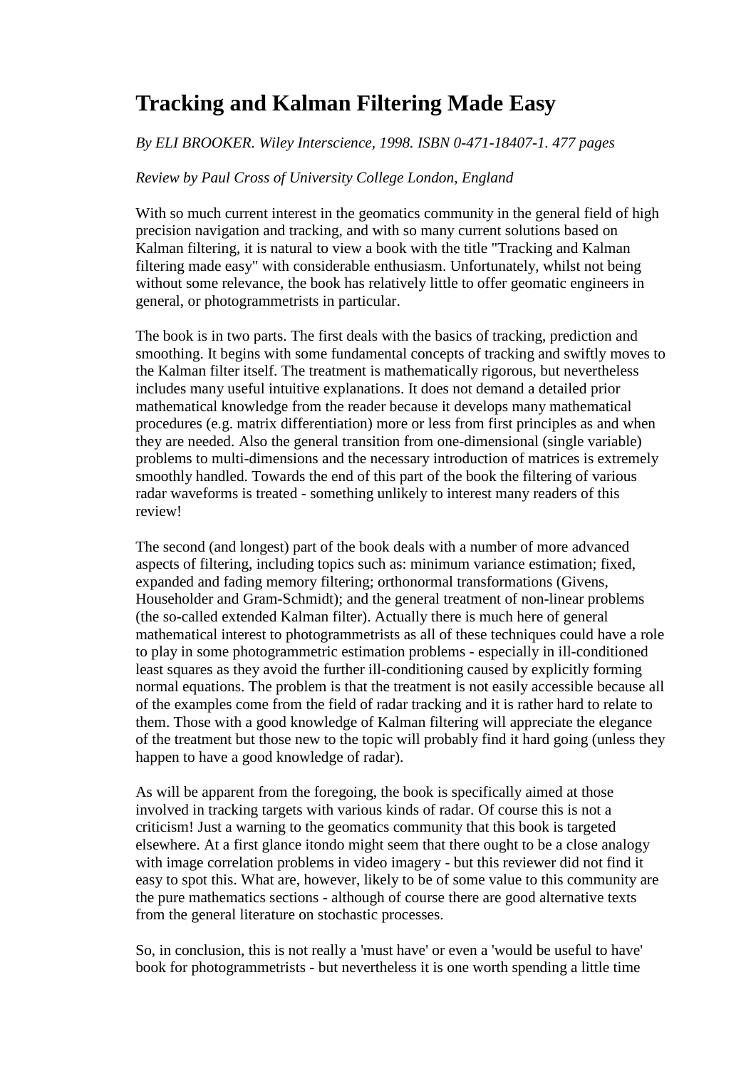# Tracking and Kalman Filtering Made Easy

*By ELI BROOKER. Wiley Interscience, 1998. ISBN 0-471-18407-1. 477 pages*

*Review by Paul Cross of University College London, England*

With so much current interest in the geomatics community in the general field of high precision navigation and tracking, and with so many current solutions based on Kalman filtering, it is natural to view a book with the title "Tracking and Kalman filtering made easy" with considerable enthusiasm. Unfortunately, whilst not being without some relevance, the book has relatively little to offer geomatic engineers in general, or photogrammetrists in particular.

The book is in two parts. The first deals with the basics of tracking, prediction and smoothing. It begins with some fundamental concepts of tracking and swiftly moves to the Kalman filter itself. The treatment is mathematically rigorous, but nevertheless includes many useful intuitive explanations. It does not demand a detailed prior mathematical knowledge from the reader because it develops many mathematical procedures (e.g. matrix differentiation) more or less from first principles as and when they are needed. Also the general transition from one-dimensional (single variable) problems to multi-dimensions and the necessary introduction of matrices is extremely smoothly handled. Towards the end of this part of the book the filtering of various radar waveforms is treated - something unlikely to interest many readers of this review!

The second (and longest) part of the book deals with a number of more advanced aspects of filtering, including topics such as: minimum variance estimation; fixed, expanded and fading memory filtering; orthonormal transformations (Givens, Householder and Gram-Schmidt); and the general treatment of non-linear problems (the so-called extended Kalman filter). Actually there is much here of general mathematical interest to photogrammetrists as all of these techniques could have a role to play in some photogrammetric estimation problems - especially in ill-conditioned least squares as they avoid the further ill-conditioning caused by explicitly forming normal equations. The problem is that the treatment is not easily accessible because all of the examples come from the field of radar tracking and it is rather hard to relate to them. Those with a good knowledge of Kalman filtering will appreciate the elegance of the treatment but those new to the topic will probably find it hard going (unless they happen to have a good knowledge of radar).

As will be apparent from the foregoing, the book is specifically aimed at those involved in tracking targets with various kinds of radar. Of course this is not a criticism! Just a warning to the geomatics community that this book is targeted elsewhere. At a first glance itondo might seem that there ought to be a close analogy with image correlation problems in video imagery - but this reviewer did not find it easy to spot this. What are, however, likely to be of some value to this community are the pure mathematics sections - although of course there are good alternative texts from the general literature on stochastic processes.

So, in conclusion, this is not really a 'must have' or even a 'would be useful to have' book for photogrammetrists - but nevertheless it is one worth spending a little time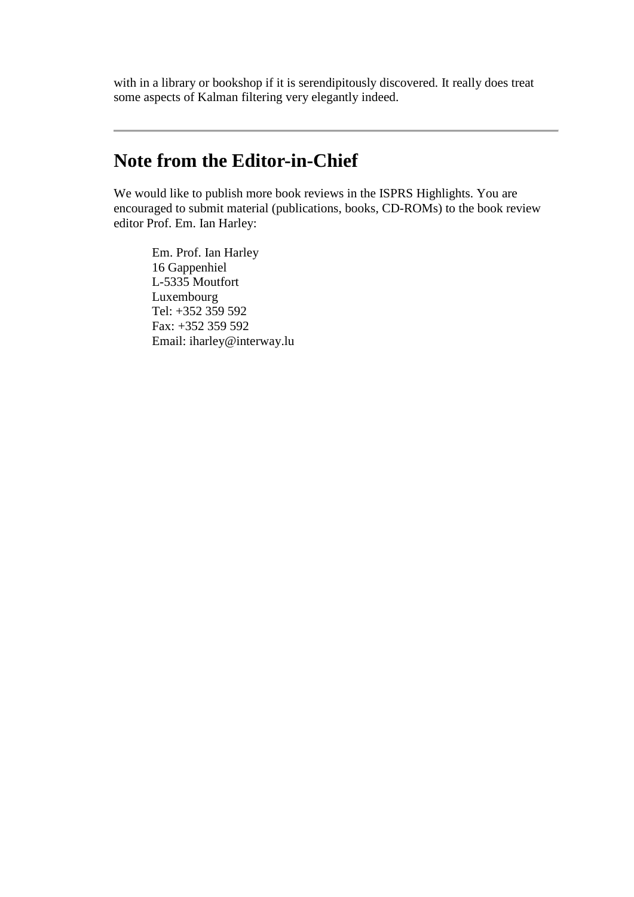with in a library or bookshop if it is serendipitously discovered. It really does treat some aspects of Kalman filtering very elegantly indeed.

---

## Note from the Editor-in-Chief

We would like to publish more book reviews in the ISPRS Highlights. You are encouraged to submit material (publications, books, CD-ROMs) to the book review editor Prof. Em. Ian Harley:

> Em. Prof. Ian Harley
> 16 Gappenhiel
> L-5335 Moutfort
> Luxembourg
> Tel: +352 359 592
> Fax: +352 359 592
> Email: iharley@interway.lu